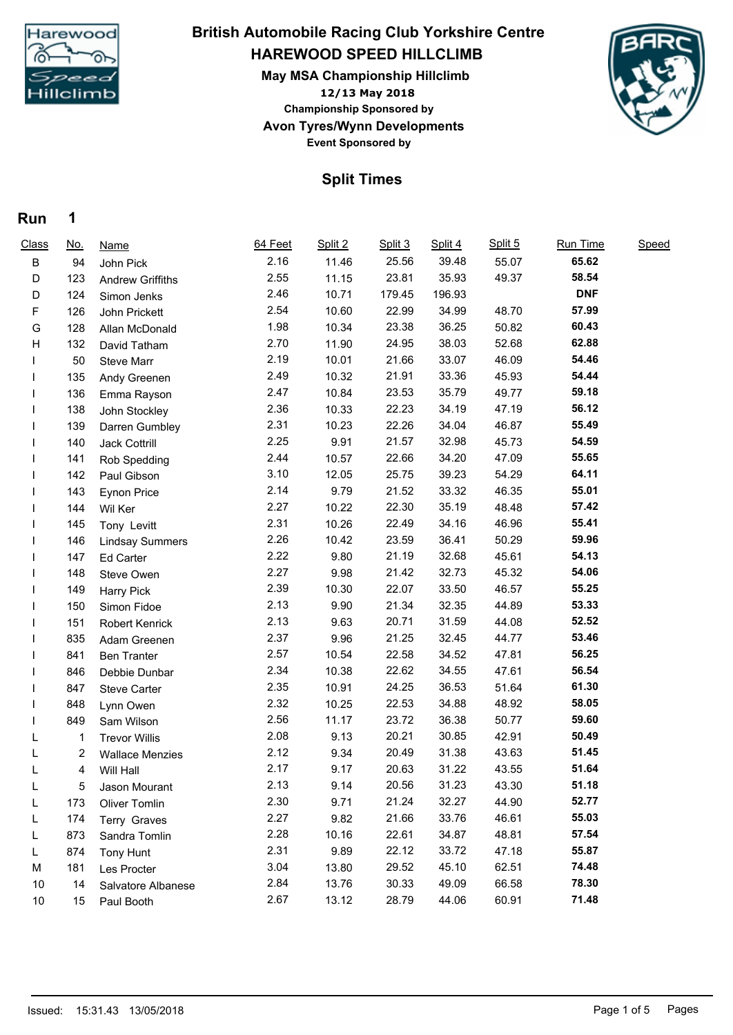# British Automobile Racing Club Yorkshire Centre

## HAREWOOD SPEED HILLCLIMB

### May MSA Championship Hillclimb

**12/13 May 2018**

**Championship Sponsored by**

**Avon Tyres/Wynn Developments**

**Event Sponsored by**

## Split Times

**Run 1**

| Class | No. | Name | 64 Feet | Split 2 | Split 3 | Split 4 | Split 5 | Run Time | Speed |
|---|---|---|---|---|---|---|---|---|---|
| B | 94 | John Pick | 2.16 | 11.46 | 25.56 | 39.48 | 55.07 | **65.62** | |
| D | 123 | Andrew Griffiths | 2.55 | 11.15 | 23.81 | 35.93 | 49.37 | **58.54** | |
| D | 124 | Simon Jenks | 2.46 | 10.71 | 179.45 | 196.93 | | **DNF** | |
| F | 126 | John Prickett | 2.54 | 10.60 | 22.99 | 34.99 | 48.70 | **57.99** | |
| G | 128 | Allan McDonald | 1.98 | 10.34 | 23.38 | 36.25 | 50.82 | **60.43** | |
| H | 132 | David Tatham | 2.70 | 11.90 | 24.95 | 38.03 | 52.68 | **62.88** | |
| I | 50 | Steve Marr | 2.19 | 10.01 | 21.66 | 33.07 | 46.09 | **54.46** | |
| I | 135 | Andy Greenen | 2.49 | 10.32 | 21.91 | 33.36 | 45.93 | **54.44** | |
| I | 136 | Emma Rayson | 2.47 | 10.84 | 23.53 | 35.79 | 49.77 | **59.18** | |
| I | 138 | John Stockley | 2.36 | 10.33 | 22.23 | 34.19 | 47.19 | **56.12** | |
| I | 139 | Darren Gumbley | 2.31 | 10.23 | 22.26 | 34.04 | 46.87 | **55.49** | |
| I | 140 | Jack Cottrill | 2.25 | 9.91 | 21.57 | 32.98 | 45.73 | **54.59** | |
| I | 141 | Rob Spedding | 2.44 | 10.57 | 22.66 | 34.20 | 47.09 | **55.65** | |
| I | 142 | Paul Gibson | 3.10 | 12.05 | 25.75 | 39.23 | 54.29 | **64.11** | |
| I | 143 | Eynon Price | 2.14 | 9.79 | 21.52 | 33.32 | 46.35 | **55.01** | |
| I | 144 | Wil Ker | 2.27 | 10.22 | 22.30 | 35.19 | 48.48 | **57.42** | |
| I | 145 | Tony Levitt | 2.31 | 10.26 | 22.49 | 34.16 | 46.96 | **55.41** | |
| I | 146 | Lindsay Summers | 2.26 | 10.42 | 23.59 | 36.41 | 50.29 | **59.96** | |
| I | 147 | Ed Carter | 2.22 | 9.80 | 21.19 | 32.68 | 45.61 | **54.13** | |
| I | 148 | Steve Owen | 2.27 | 9.98 | 21.42 | 32.73 | 45.32 | **54.06** | |
| I | 149 | Harry Pick | 2.39 | 10.30 | 22.07 | 33.50 | 46.57 | **55.25** | |
| I | 150 | Simon Fidoe | 2.13 | 9.90 | 21.34 | 32.35 | 44.89 | **53.33** | |
| I | 151 | Robert Kenrick | 2.13 | 9.63 | 20.71 | 31.59 | 44.08 | **52.52** | |
| I | 835 | Adam Greenen | 2.37 | 9.96 | 21.25 | 32.45 | 44.77 | **53.46** | |
| I | 841 | Ben Tranter | 2.57 | 10.54 | 22.58 | 34.52 | 47.81 | **56.25** | |
| I | 846 | Debbie Dunbar | 2.34 | 10.38 | 22.62 | 34.55 | 47.61 | **56.54** | |
| I | 847 | Steve Carter | 2.35 | 10.91 | 24.25 | 36.53 | 51.64 | **61.30** | |
| I | 848 | Lynn Owen | 2.32 | 10.25 | 22.53 | 34.88 | 48.92 | **58.05** | |
| I | 849 | Sam Wilson | 2.56 | 11.17 | 23.72 | 36.38 | 50.77 | **59.60** | |
| L | 1 | Trevor Willis | 2.08 | 9.13 | 20.21 | 30.85 | 42.91 | **50.49** | |
| L | 2 | Wallace Menzies | 2.12 | 9.34 | 20.49 | 31.38 | 43.63 | **51.45** | |
| L | 4 | Will Hall | 2.17 | 9.17 | 20.63 | 31.22 | 43.55 | **51.64** | |
| L | 5 | Jason Mourant | 2.13 | 9.14 | 20.56 | 31.23 | 43.30 | **51.18** | |
| L | 173 | Oliver Tomlin | 2.30 | 9.71 | 21.24 | 32.27 | 44.90 | **52.77** | |
| L | 174 | Terry Graves | 2.27 | 9.82 | 21.66 | 33.76 | 46.61 | **55.03** | |
| L | 873 | Sandra Tomlin | 2.28 | 10.16 | 22.61 | 34.87 | 48.81 | **57.54** | |
| L | 874 | Tony Hunt | 2.31 | 9.89 | 22.12 | 33.72 | 47.18 | **55.87** | |
| M | 181 | Les Procter | 3.04 | 13.80 | 29.52 | 45.10 | 62.51 | **74.48** | |
| 10 | 14 | Salvatore Albanese | 2.84 | 13.76 | 30.33 | 49.09 | 66.58 | **78.30** | |
| 10 | 15 | Paul Booth | 2.67 | 13.12 | 28.79 | 44.06 | 60.91 | **71.48** | |

Issued: 15:31.43 13/05/2018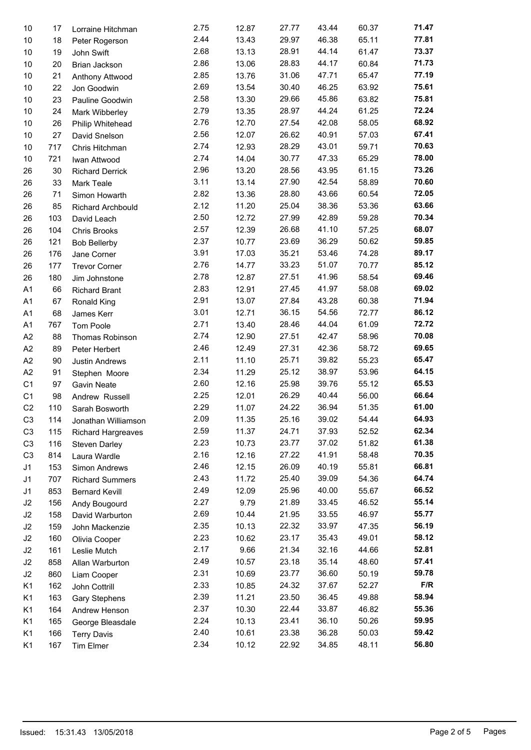| | | | | | | | | |
|---|---|---|---|---|---|---|---|---|
| 10 | 17 | Lorraine Hitchman | 2.75 | 12.87 | 27.77 | 43.44 | 60.37 | **71.47** |
| 10 | 18 | Peter Rogerson | 2.44 | 13.43 | 29.97 | 46.38 | 65.11 | **77.81** |
| 10 | 19 | John Swift | 2.68 | 13.13 | 28.91 | 44.14 | 61.47 | **73.37** |
| 10 | 20 | Brian Jackson | 2.86 | 13.06 | 28.83 | 44.17 | 60.84 | **71.73** |
| 10 | 21 | Anthony Attwood | 2.85 | 13.76 | 31.06 | 47.71 | 65.47 | **77.19** |
| 10 | 22 | Jon Goodwin | 2.69 | 13.54 | 30.40 | 46.25 | 63.92 | **75.61** |
| 10 | 23 | Pauline Goodwin | 2.58 | 13.30 | 29.66 | 45.86 | 63.82 | **75.81** |
| 10 | 24 | Mark Wibberley | 2.79 | 13.35 | 28.97 | 44.24 | 61.25 | **72.24** |
| 10 | 26 | Philip Whitehead | 2.76 | 12.70 | 27.54 | 42.08 | 58.05 | **68.92** |
| 10 | 27 | David Snelson | 2.56 | 12.07 | 26.62 | 40.91 | 57.03 | **67.41** |
| 10 | 717 | Chris Hitchman | 2.74 | 12.93 | 28.29 | 43.01 | 59.71 | **70.63** |
| 10 | 721 | Iwan Attwood | 2.74 | 14.04 | 30.77 | 47.33 | 65.29 | **78.00** |
| 26 | 30 | Richard Derrick | 2.96 | 13.20 | 28.56 | 43.95 | 61.15 | **73.26** |
| 26 | 33 | Mark Teale | 3.11 | 13.14 | 27.90 | 42.54 | 58.89 | **70.60** |
| 26 | 71 | Simon Howarth | 2.82 | 13.36 | 28.80 | 43.66 | 60.54 | **72.05** |
| 26 | 85 | Richard Archbould | 2.12 | 11.20 | 25.04 | 38.36 | 53.36 | **63.66** |
| 26 | 103 | David Leach | 2.50 | 12.72 | 27.99 | 42.89 | 59.28 | **70.34** |
| 26 | 104 | Chris Brooks | 2.57 | 12.39 | 26.68 | 41.10 | 57.25 | **68.07** |
| 26 | 121 | Bob Bellerby | 2.37 | 10.77 | 23.69 | 36.29 | 50.62 | **59.85** |
| 26 | 176 | Jane Corner | 3.91 | 17.03 | 35.21 | 53.46 | 74.28 | **89.17** |
| 26 | 177 | Trevor Corner | 2.76 | 14.77 | 33.23 | 51.07 | 70.77 | **85.12** |
| 26 | 180 | Jim Johnstone | 2.78 | 12.87 | 27.51 | 41.96 | 58.54 | **69.46** |
| A1 | 66 | Richard Brant | 2.83 | 12.91 | 27.45 | 41.97 | 58.08 | **69.02** |
| A1 | 67 | Ronald King | 2.91 | 13.07 | 27.84 | 43.28 | 60.38 | **71.94** |
| A1 | 68 | James Kerr | 3.01 | 12.71 | 36.15 | 54.56 | 72.77 | **86.12** |
| A1 | 767 | Tom Poole | 2.71 | 13.40 | 28.46 | 44.04 | 61.09 | **72.72** |
| A2 | 88 | Thomas Robinson | 2.74 | 12.90 | 27.51 | 42.47 | 58.96 | **70.08** |
| A2 | 89 | Peter Herbert | 2.46 | 12.49 | 27.31 | 42.36 | 58.72 | **69.65** |
| A2 | 90 | Justin Andrews | 2.11 | 11.10 | 25.71 | 39.82 | 55.23 | **65.47** |
| A2 | 91 | Stephen Moore | 2.34 | 11.29 | 25.12 | 38.97 | 53.96 | **64.15** |
| C1 | 97 | Gavin Neate | 2.60 | 12.16 | 25.98 | 39.76 | 55.12 | **65.53** |
| C1 | 98 | Andrew Russell | 2.25 | 12.01 | 26.29 | 40.44 | 56.00 | **66.64** |
| C2 | 110 | Sarah Bosworth | 2.29 | 11.07 | 24.22 | 36.94 | 51.35 | **61.00** |
| C3 | 114 | Jonathan Williamson | 2.09 | 11.35 | 25.16 | 39.02 | 54.44 | **64.93** |
| C3 | 115 | Richard Hargreaves | 2.59 | 11.37 | 24.71 | 37.93 | 52.52 | **62.34** |
| C3 | 116 | Steven Darley | 2.23 | 10.73 | 23.77 | 37.02 | 51.82 | **61.38** |
| C3 | 814 | Laura Wardle | 2.16 | 12.16 | 27.22 | 41.91 | 58.48 | **70.35** |
| J1 | 153 | Simon Andrews | 2.46 | 12.15 | 26.09 | 40.19 | 55.81 | **66.81** |
| J1 | 707 | Richard Summers | 2.43 | 11.72 | 25.40 | 39.09 | 54.36 | **64.74** |
| J1 | 853 | Bernard Kevill | 2.49 | 12.09 | 25.96 | 40.00 | 55.67 | **66.52** |
| J2 | 156 | Andy Bougourd | 2.27 | 9.79 | 21.89 | 33.45 | 46.52 | **55.14** |
| J2 | 158 | David Warburton | 2.69 | 10.44 | 21.95 | 33.55 | 46.97 | **55.77** |
| J2 | 159 | John Mackenzie | 2.35 | 10.13 | 22.32 | 33.97 | 47.35 | **56.19** |
| J2 | 160 | Olivia Cooper | 2.23 | 10.62 | 23.17 | 35.43 | 49.01 | **58.12** |
| J2 | 161 | Leslie Mutch | 2.17 | 9.66 | 21.34 | 32.16 | 44.66 | **52.81** |
| J2 | 858 | Allan Warburton | 2.49 | 10.57 | 23.18 | 35.14 | 48.60 | **57.41** |
| J2 | 860 | Liam Cooper | 2.31 | 10.69 | 23.77 | 36.60 | 50.19 | **59.78** |
| K1 | 162 | John Cottrill | 2.33 | 10.85 | 24.32 | 37.67 | 52.27 | **F/R** |
| K1 | 163 | Gary Stephens | 2.39 | 11.21 | 23.50 | 36.45 | 49.88 | **58.94** |
| K1 | 164 | Andrew Henson | 2.37 | 10.30 | 22.44 | 33.87 | 46.82 | **55.36** |
| K1 | 165 | George Bleasdale | 2.24 | 10.13 | 23.41 | 36.10 | 50.26 | **59.95** |
| K1 | 166 | Terry Davis | 2.40 | 10.61 | 23.38 | 36.28 | 50.03 | **59.42** |
| K1 | 167 | Tim Elmer | 2.34 | 10.12 | 22.92 | 34.85 | 48.11 | **56.80** |

Issued: 15:31.43 13/05/2018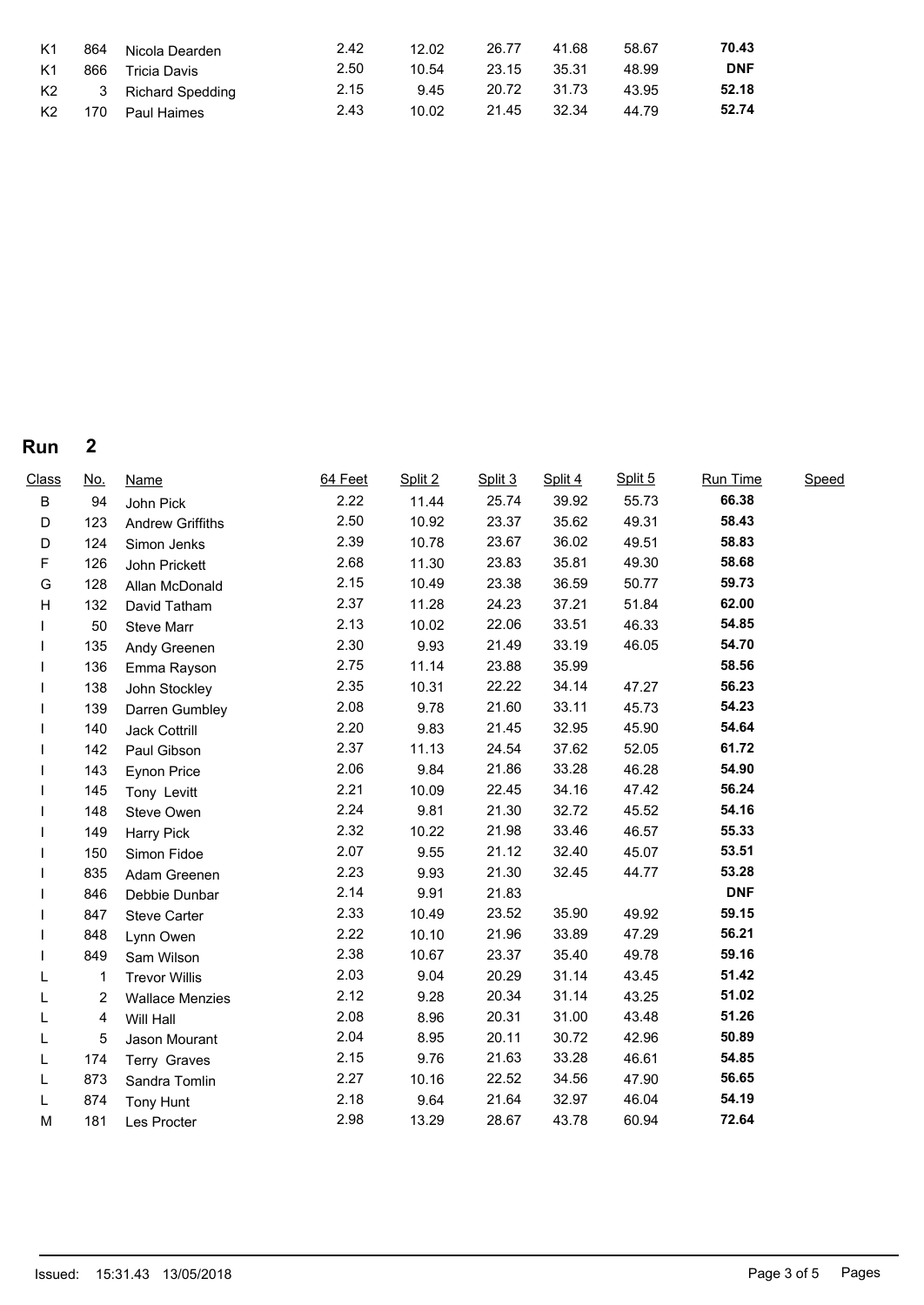| K1 | 864 | Nicola Dearden | 2.42 | 12.02 | 26.77 | 41.68 | 58.67 | **70.43** | |
|---|---|---|---|---|---|---|---|---|---|
| K1 | 866 | Tricia Davis | 2.50 | 10.54 | 23.15 | 35.31 | 48.99 | **DNF** | |
| K2 | 3 | Richard Spedding | 2.15 | 9.45 | 20.72 | 31.73 | 43.95 | **52.18** | |
| K2 | 170 | Paul Haimes | 2.43 | 10.02 | 21.45 | 32.34 | 44.79 | **52.74** | |

## Run 2

| Class | No. | Name | 64 Feet | Split 2 | Split 3 | Split 4 | Split 5 | Run Time | Speed |
|---|---|---|---|---|---|---|---|---|---|
| B | 94 | John Pick | 2.22 | 11.44 | 25.74 | 39.92 | 55.73 | **66.38** | |
| D | 123 | Andrew Griffiths | 2.50 | 10.92 | 23.37 | 35.62 | 49.31 | **58.43** | |
| D | 124 | Simon Jenks | 2.39 | 10.78 | 23.67 | 36.02 | 49.51 | **58.83** | |
| F | 126 | John Prickett | 2.68 | 11.30 | 23.83 | 35.81 | 49.30 | **58.68** | |
| G | 128 | Allan McDonald | 2.15 | 10.49 | 23.38 | 36.59 | 50.77 | **59.73** | |
| H | 132 | David Tatham | 2.37 | 11.28 | 24.23 | 37.21 | 51.84 | **62.00** | |
| I | 50 | Steve Marr | 2.13 | 10.02 | 22.06 | 33.51 | 46.33 | **54.85** | |
| I | 135 | Andy Greenen | 2.30 | 9.93 | 21.49 | 33.19 | 46.05 | **54.70** | |
| I | 136 | Emma Rayson | 2.75 | 11.14 | 23.88 | 35.99 | | **58.56** | |
| I | 138 | John Stockley | 2.35 | 10.31 | 22.22 | 34.14 | 47.27 | **56.23** | |
| I | 139 | Darren Gumbley | 2.08 | 9.78 | 21.60 | 33.11 | 45.73 | **54.23** | |
| I | 140 | Jack Cottrill | 2.20 | 9.83 | 21.45 | 32.95 | 45.90 | **54.64** | |
| I | 142 | Paul Gibson | 2.37 | 11.13 | 24.54 | 37.62 | 52.05 | **61.72** | |
| I | 143 | Eynon Price | 2.06 | 9.84 | 21.86 | 33.28 | 46.28 | **54.90** | |
| I | 145 | Tony Levitt | 2.21 | 10.09 | 22.45 | 34.16 | 47.42 | **56.24** | |
| I | 148 | Steve Owen | 2.24 | 9.81 | 21.30 | 32.72 | 45.52 | **54.16** | |
| I | 149 | Harry Pick | 2.32 | 10.22 | 21.98 | 33.46 | 46.57 | **55.33** | |
| I | 150 | Simon Fidoe | 2.07 | 9.55 | 21.12 | 32.40 | 45.07 | **53.51** | |
| I | 835 | Adam Greenen | 2.23 | 9.93 | 21.30 | 32.45 | 44.77 | **53.28** | |
| I | 846 | Debbie Dunbar | 2.14 | 9.91 | 21.83 | | | **DNF** | |
| I | 847 | Steve Carter | 2.33 | 10.49 | 23.52 | 35.90 | 49.92 | **59.15** | |
| I | 848 | Lynn Owen | 2.22 | 10.10 | 21.96 | 33.89 | 47.29 | **56.21** | |
| I | 849 | Sam Wilson | 2.38 | 10.67 | 23.37 | 35.40 | 49.78 | **59.16** | |
| L | 1 | Trevor Willis | 2.03 | 9.04 | 20.29 | 31.14 | 43.45 | **51.42** | |
| L | 2 | Wallace Menzies | 2.12 | 9.28 | 20.34 | 31.14 | 43.25 | **51.02** | |
| L | 4 | Will Hall | 2.08 | 8.96 | 20.31 | 31.00 | 43.48 | **51.26** | |
| L | 5 | Jason Mourant | 2.04 | 8.95 | 20.11 | 30.72 | 42.96 | **50.89** | |
| L | 174 | Terry Graves | 2.15 | 9.76 | 21.63 | 33.28 | 46.61 | **54.85** | |
| L | 873 | Sandra Tomlin | 2.27 | 10.16 | 22.52 | 34.56 | 47.90 | **56.65** | |
| L | 874 | Tony Hunt | 2.18 | 9.64 | 21.64 | 32.97 | 46.04 | **54.19** | |
| M | 181 | Les Procter | 2.98 | 13.29 | 28.67 | 43.78 | 60.94 | **72.64** | |

Issued: 15:31.43 13/05/2018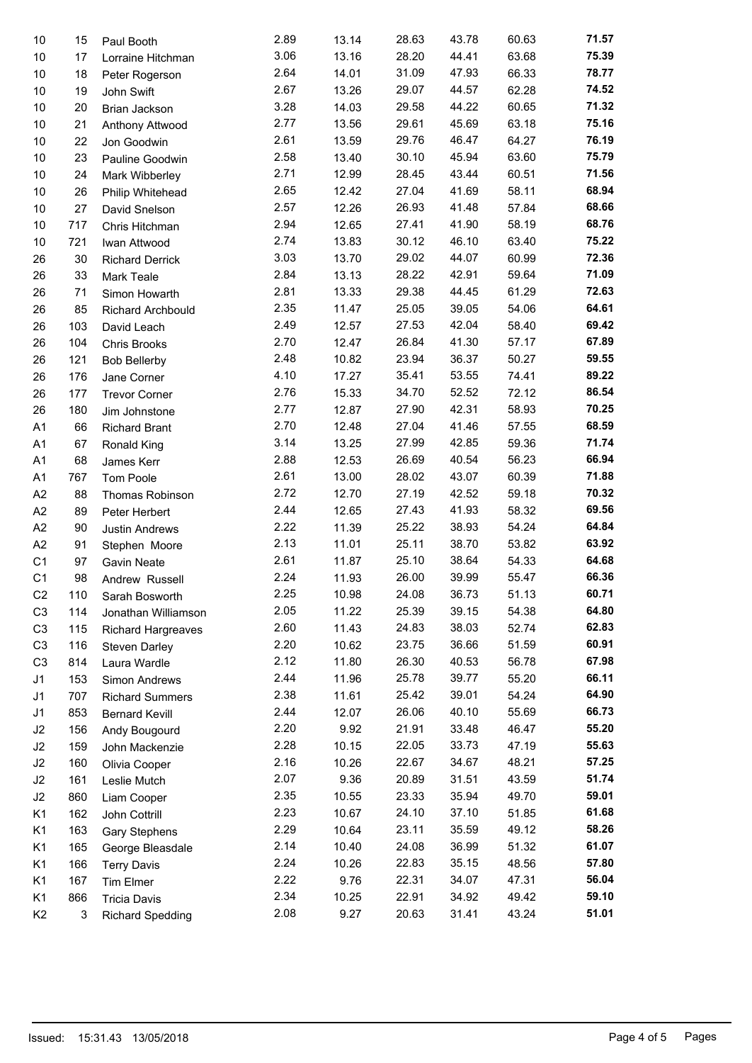| | | | | | | | | |
|---|---|---|---|---|---|---|---|---|
| 10 | 15 | Paul Booth | 2.89 | 13.14 | 28.63 | 43.78 | 60.63 | **71.57** |
| 10 | 17 | Lorraine Hitchman | 3.06 | 13.16 | 28.20 | 44.41 | 63.68 | **75.39** |
| 10 | 18 | Peter Rogerson | 2.64 | 14.01 | 31.09 | 47.93 | 66.33 | **78.77** |
| 10 | 19 | John Swift | 2.67 | 13.26 | 29.07 | 44.57 | 62.28 | **74.52** |
| 10 | 20 | Brian Jackson | 3.28 | 14.03 | 29.58 | 44.22 | 60.65 | **71.32** |
| 10 | 21 | Anthony Attwood | 2.77 | 13.56 | 29.61 | 45.69 | 63.18 | **75.16** |
| 10 | 22 | Jon Goodwin | 2.61 | 13.59 | 29.76 | 46.47 | 64.27 | **76.19** |
| 10 | 23 | Pauline Goodwin | 2.58 | 13.40 | 30.10 | 45.94 | 63.60 | **75.79** |
| 10 | 24 | Mark Wibberley | 2.71 | 12.99 | 28.45 | 43.44 | 60.51 | **71.56** |
| 10 | 26 | Philip Whitehead | 2.65 | 12.42 | 27.04 | 41.69 | 58.11 | **68.94** |
| 10 | 27 | David Snelson | 2.57 | 12.26 | 26.93 | 41.48 | 57.84 | **68.66** |
| 10 | 717 | Chris Hitchman | 2.94 | 12.65 | 27.41 | 41.90 | 58.19 | **68.76** |
| 10 | 721 | Iwan Attwood | 2.74 | 13.83 | 30.12 | 46.10 | 63.40 | **75.22** |
| 26 | 30 | Richard Derrick | 3.03 | 13.70 | 29.02 | 44.07 | 60.99 | **72.36** |
| 26 | 33 | Mark Teale | 2.84 | 13.13 | 28.22 | 42.91 | 59.64 | **71.09** |
| 26 | 71 | Simon Howarth | 2.81 | 13.33 | 29.38 | 44.45 | 61.29 | **72.63** |
| 26 | 85 | Richard Archbould | 2.35 | 11.47 | 25.05 | 39.05 | 54.06 | **64.61** |
| 26 | 103 | David Leach | 2.49 | 12.57 | 27.53 | 42.04 | 58.40 | **69.42** |
| 26 | 104 | Chris Brooks | 2.70 | 12.47 | 26.84 | 41.30 | 57.17 | **67.89** |
| 26 | 121 | Bob Bellerby | 2.48 | 10.82 | 23.94 | 36.37 | 50.27 | **59.55** |
| 26 | 176 | Jane Corner | 4.10 | 17.27 | 35.41 | 53.55 | 74.41 | **89.22** |
| 26 | 177 | Trevor Corner | 2.76 | 15.33 | 34.70 | 52.52 | 72.12 | **86.54** |
| 26 | 180 | Jim Johnstone | 2.77 | 12.87 | 27.90 | 42.31 | 58.93 | **70.25** |
| A1 | 66 | Richard Brant | 2.70 | 12.48 | 27.04 | 41.46 | 57.55 | **68.59** |
| A1 | 67 | Ronald King | 3.14 | 13.25 | 27.99 | 42.85 | 59.36 | **71.74** |
| A1 | 68 | James Kerr | 2.88 | 12.53 | 26.69 | 40.54 | 56.23 | **66.94** |
| A1 | 767 | Tom Poole | 2.61 | 13.00 | 28.02 | 43.07 | 60.39 | **71.88** |
| A2 | 88 | Thomas Robinson | 2.72 | 12.70 | 27.19 | 42.52 | 59.18 | **70.32** |
| A2 | 89 | Peter Herbert | 2.44 | 12.65 | 27.43 | 41.93 | 58.32 | **69.56** |
| A2 | 90 | Justin Andrews | 2.22 | 11.39 | 25.22 | 38.93 | 54.24 | **64.84** |
| A2 | 91 | Stephen Moore | 2.13 | 11.01 | 25.11 | 38.70 | 53.82 | **63.92** |
| C1 | 97 | Gavin Neate | 2.61 | 11.87 | 25.10 | 38.64 | 54.33 | **64.68** |
| C1 | 98 | Andrew Russell | 2.24 | 11.93 | 26.00 | 39.99 | 55.47 | **66.36** |
| C2 | 110 | Sarah Bosworth | 2.25 | 10.98 | 24.08 | 36.73 | 51.13 | **60.71** |
| C3 | 114 | Jonathan Williamson | 2.05 | 11.22 | 25.39 | 39.15 | 54.38 | **64.80** |
| C3 | 115 | Richard Hargreaves | 2.60 | 11.43 | 24.83 | 38.03 | 52.74 | **62.83** |
| C3 | 116 | Steven Darley | 2.20 | 10.62 | 23.75 | 36.66 | 51.59 | **60.91** |
| C3 | 814 | Laura Wardle | 2.12 | 11.80 | 26.30 | 40.53 | 56.78 | **67.98** |
| J1 | 153 | Simon Andrews | 2.44 | 11.96 | 25.78 | 39.77 | 55.20 | **66.11** |
| J1 | 707 | Richard Summers | 2.38 | 11.61 | 25.42 | 39.01 | 54.24 | **64.90** |
| J1 | 853 | Bernard Kevill | 2.44 | 12.07 | 26.06 | 40.10 | 55.69 | **66.73** |
| J2 | 156 | Andy Bougourd | 2.20 | 9.92 | 21.91 | 33.48 | 46.47 | **55.20** |
| J2 | 159 | John Mackenzie | 2.28 | 10.15 | 22.05 | 33.73 | 47.19 | **55.63** |
| J2 | 160 | Olivia Cooper | 2.16 | 10.26 | 22.67 | 34.67 | 48.21 | **57.25** |
| J2 | 161 | Leslie Mutch | 2.07 | 9.36 | 20.89 | 31.51 | 43.59 | **51.74** |
| J2 | 860 | Liam Cooper | 2.35 | 10.55 | 23.33 | 35.94 | 49.70 | **59.01** |
| K1 | 162 | John Cottrill | 2.23 | 10.67 | 24.10 | 37.10 | 51.85 | **61.68** |
| K1 | 163 | Gary Stephens | 2.29 | 10.64 | 23.11 | 35.59 | 49.12 | **58.26** |
| K1 | 165 | George Bleasdale | 2.14 | 10.40 | 24.08 | 36.99 | 51.32 | **61.07** |
| K1 | 166 | Terry Davis | 2.24 | 10.26 | 22.83 | 35.15 | 48.56 | **57.80** |
| K1 | 167 | Tim Elmer | 2.22 | 9.76 | 22.31 | 34.07 | 47.31 | **56.04** |
| K1 | 866 | Tricia Davis | 2.34 | 10.25 | 22.91 | 34.92 | 49.42 | **59.10** |
| K2 | 3 | Richard Spedding | 2.08 | 9.27 | 20.63 | 31.41 | 43.24 | **51.01** |

Issued: 15:31.43 13/05/2018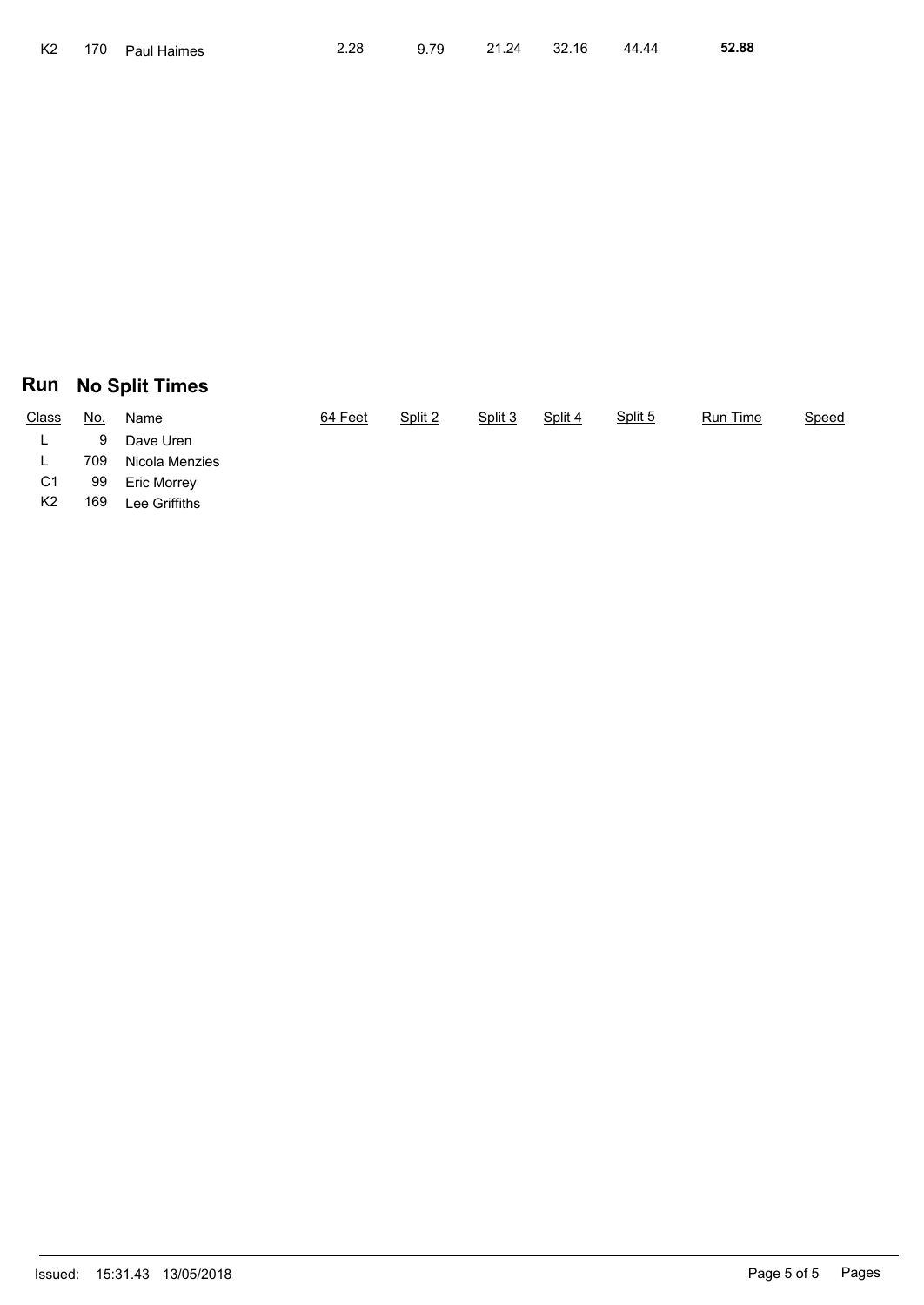| | | | | | | | | | |
|---|---|---|---|---|---|---|---|---|---|
| K2 | 170 | Paul Haimes | 2.28 | 9.79 | 21.24 | 32.16 | 44.44 | **52.88** | |

## Run No Split Times

| Class | No. | Name | 64 Feet | Split 2 | Split 3 | Split 4 | Split 5 | Run Time | Speed |
|---|---|---|---|---|---|---|---|---|---|
| L | 9 | Dave Uren | | | | | | | |
| L | 709 | Nicola Menzies | | | | | | | |
| C1 | 99 | Eric Morrey | | | | | | | |
| K2 | 169 | Lee Griffiths | | | | | | | |

Issued: 15:31.43 13/05/2018